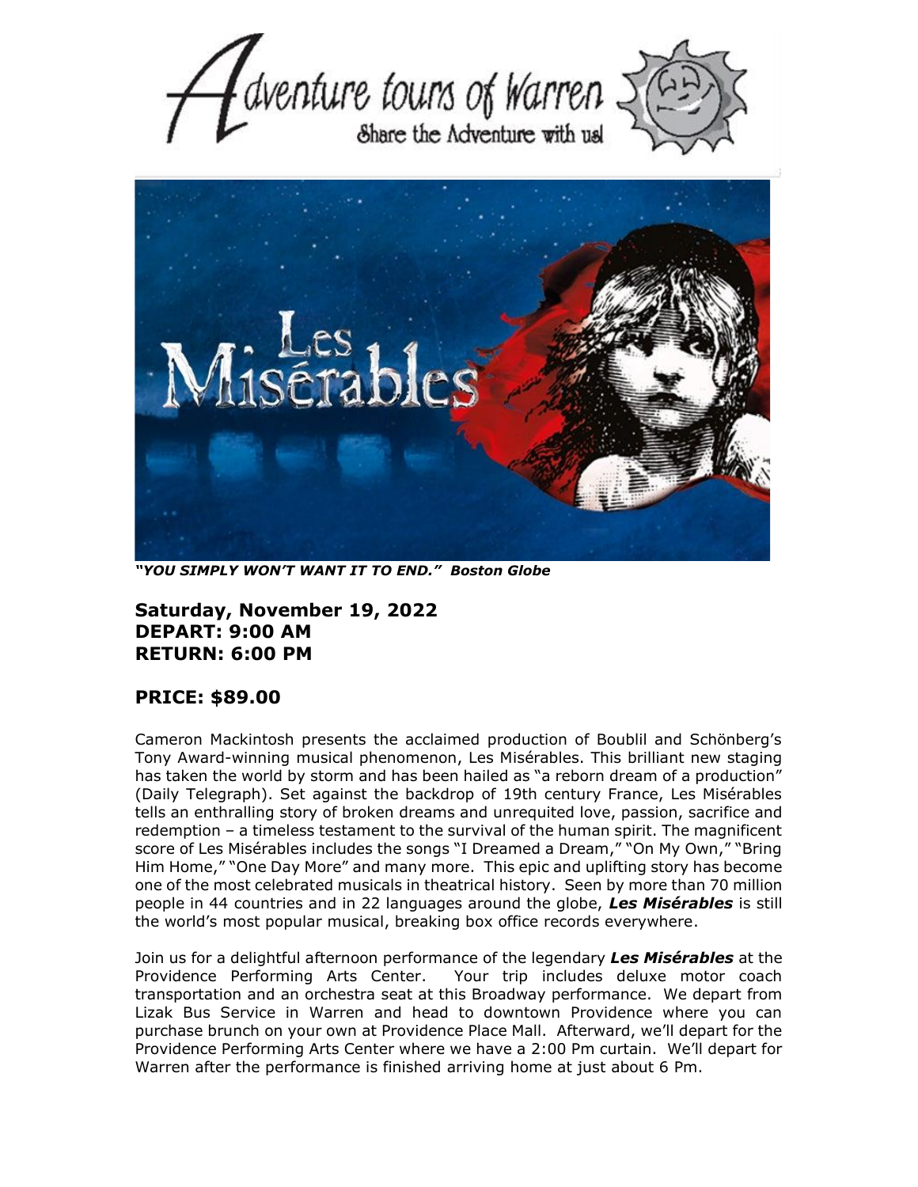# Adventure tours of Warren

Share the Adventure with us!

***"YOU SIMPLY WON'T WANT IT TO END." Boston Globe***

**Saturday, November 19, 2022**
**DEPART: 9:00 AM**
**RETURN: 6:00 PM**

**PRICE: $89.00**

Cameron Mackintosh presents the acclaimed production of Boublil and Schönberg's Tony Award-winning musical phenomenon, Les Misérables. This brilliant new staging has taken the world by storm and has been hailed as "a reborn dream of a production" (Daily Telegraph). Set against the backdrop of 19th century France, Les Misérables tells an enthralling story of broken dreams and unrequited love, passion, sacrifice and redemption – a timeless testament to the survival of the human spirit. The magnificent score of Les Misérables includes the songs "I Dreamed a Dream," "On My Own," "Bring Him Home," "One Day More" and many more. This epic and uplifting story has become one of the most celebrated musicals in theatrical history. Seen by more than 70 million people in 44 countries and in 22 languages around the globe, ***Les Misérables*** is still the world's most popular musical, breaking box office records everywhere.

Join us for a delightful afternoon performance of the legendary ***Les Misérables*** at the Providence Performing Arts Center. Your trip includes deluxe motor coach transportation and an orchestra seat at this Broadway performance. We depart from Lizak Bus Service in Warren and head to downtown Providence where you can purchase brunch on your own at Providence Place Mall. Afterward, we'll depart for the Providence Performing Arts Center where we have a 2:00 Pm curtain. We'll depart for Warren after the performance is finished arriving home at just about 6 Pm.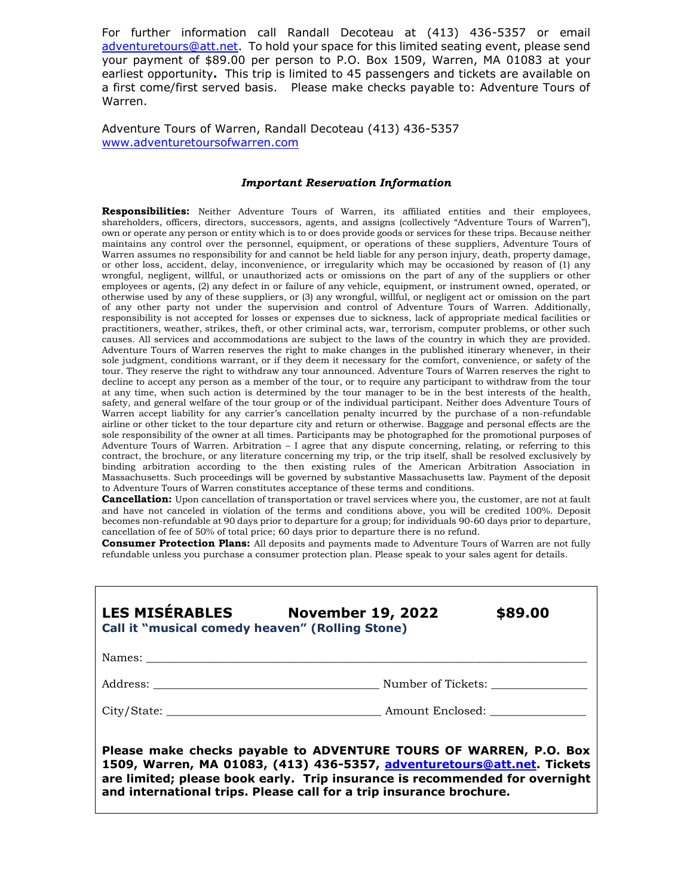For further information call Randall Decoteau at (413) 436-5357 or email adventuretours@att.net. To hold your space for this limited seating event, please send your payment of $89.00 per person to P.O. Box 1509, Warren, MA 01083 at your earliest opportunity**.** This trip is limited to 45 passengers and tickets are available on a first come/first served basis. Please make checks payable to: Adventure Tours of Warren.

Adventure Tours of Warren, Randall Decoteau (413) 436-5357
www.adventuretoursofwarren.com

### ***Important Reservation Information***

**Responsibilities:** Neither Adventure Tours of Warren, its affiliated entities and their employees, shareholders, officers, directors, successors, agents, and assigns (collectively "Adventure Tours of Warren"), own or operate any person or entity which is to or does provide goods or services for these trips. Because neither maintains any control over the personnel, equipment, or operations of these suppliers, Adventure Tours of Warren assumes no responsibility for and cannot be held liable for any person injury, death, property damage, or other loss, accident, delay, inconvenience, or irregularity which may be occasioned by reason of (1) any wrongful, negligent, willful, or unauthorized acts or omissions on the part of any of the suppliers or other employees or agents, (2) any defect in or failure of any vehicle, equipment, or instrument owned, operated, or otherwise used by any of these suppliers, or (3) any wrongful, willful, or negligent act or omission on the part of any other party not under the supervision and control of Adventure Tours of Warren. Additionally, responsibility is not accepted for losses or expenses due to sickness, lack of appropriate medical facilities or practitioners, weather, strikes, theft, or other criminal acts, war, terrorism, computer problems, or other such causes. All services and accommodations are subject to the laws of the country in which they are provided. Adventure Tours of Warren reserves the right to make changes in the published itinerary whenever, in their sole judgment, conditions warrant, or if they deem it necessary for the comfort, convenience, or safety of the tour. They reserve the right to withdraw any tour announced. Adventure Tours of Warren reserves the right to decline to accept any person as a member of the tour, or to require any participant to withdraw from the tour at any time, when such action is determined by the tour manager to be in the best interests of the health, safety, and general welfare of the tour group or of the individual participant. Neither does Adventure Tours of Warren accept liability for any carrier's cancellation penalty incurred by the purchase of a non-refundable airline or other ticket to the tour departure city and return or otherwise. Baggage and personal effects are the sole responsibility of the owner at all times. Participants may be photographed for the promotional purposes of Adventure Tours of Warren. Arbitration – I agree that any dispute concerning, relating, or referring to this contract, the brochure, or any literature concerning my trip, or the trip itself, shall be resolved exclusively by binding arbitration according to the then existing rules of the American Arbitration Association in Massachusetts. Such proceedings will be governed by substantive Massachusetts law. Payment of the deposit to Adventure Tours of Warren constitutes acceptance of these terms and conditions.

**Cancellation:** Upon cancellation of transportation or travel services where you, the customer, are not at fault and have not canceled in violation of the terms and conditions above, you will be credited 100%. Deposit becomes non-refundable at 90 days prior to departure for a group; for individuals 90-60 days prior to departure, cancellation of fee of 50% of total price; 60 days prior to departure there is no refund.

**Consumer Protection Plans:** All deposits and payments made to Adventure Tours of Warren are not fully refundable unless you purchase a consumer protection plan. Please speak to your sales agent for details.

---

**LES MISÉRABLES November 19, 2022 $89.00**

**Call it "musical comedy heaven" (Rolling Stone)**

Names: ______________________________________________

Address: ______________________________ Number of Tickets: ____________

City/State: ____________________________ Amount Enclosed: ____________

**Please make checks payable to ADVENTURE TOURS OF WARREN, P.O. Box 1509, Warren, MA 01083, (413) 436-5357, adventuretours@att.net. Tickets are limited; please book early. Trip insurance is recommended for overnight and international trips. Please call for a trip insurance brochure.**